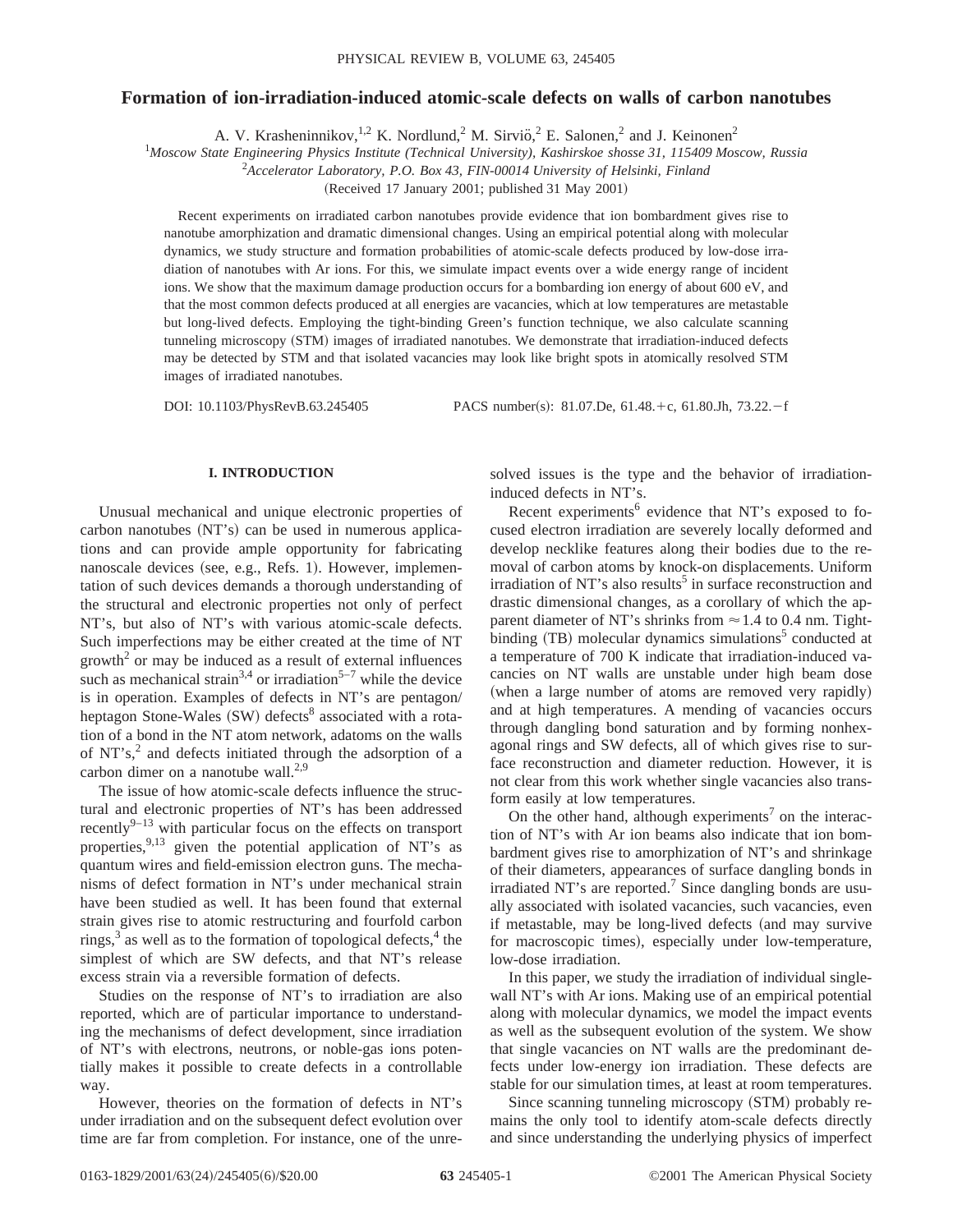# Formation of ion-irradiation-induced atomic-scale defects on walls of carbon nanotubes

A. V. Krasheninnikov,[1,2] K. Nordlund,[2] M. Sirviö,[2] E. Salonen,[2] and J. Keinonen[2]

[1]*Moscow State Engineering Physics Institute (Technical University), Kashirskoe shosse 31, 115409 Moscow, Russia*

[2]*Accelerator Laboratory, P.O. Box 43, FIN-00014 University of Helsinki, Finland*

(Received 17 January 2001; published 31 May 2001)

Recent experiments on irradiated carbon nanotubes provide evidence that ion bombardment gives rise to nanotube amorphization and dramatic dimensional changes. Using an empirical potential along with molecular dynamics, we study structure and formation probabilities of atomic-scale defects produced by low-dose irradiation of nanotubes with Ar ions. For this, we simulate impact events over a wide energy range of incident ions. We show that the maximum damage production occurs for a bombarding ion energy of about 600 eV, and that the most common defects produced at all energies are vacancies, which at low temperatures are metastable but long-lived defects. Employing the tight-binding Green's function technique, we also calculate scanning tunneling microscopy (STM) images of irradiated nanotubes. We demonstrate that irradiation-induced defects may be detected by STM and that isolated vacancies may look like bright spots in atomically resolved STM images of irradiated nanotubes.

DOI: 10.1103/PhysRevB.63.245405 PACS number(s): 81.07.De, 61.48.+c, 61.80.Jh, 73.22.−f

## I. INTRODUCTION

Unusual mechanical and unique electronic properties of carbon nanotubes (NT's) can be used in numerous applications and can provide ample opportunity for fabricating nanoscale devices (see, e.g., Refs. 1). However, implementation of such devices demands a thorough understanding of the structural and electronic properties not only of perfect NT's, but also of NT's with various atomic-scale defects. Such imperfections may be either created at the time of NT growth[2] or may be induced as a result of external influences such as mechanical strain[3,4] or irradiation[5–7] while the device is in operation. Examples of defects in NT's are pentagon/heptagon Stone-Wales (SW) defects[8] associated with a rotation of a bond in the NT atom network, adatoms on the walls of NT's,[2] and defects initiated through the adsorption of a carbon dimer on a nanotube wall.[2,9]

The issue of how atomic-scale defects influence the structural and electronic properties of NT's has been addressed recently[9–13] with particular focus on the effects on transport properties,[9,13] given the potential application of NT's as quantum wires and field-emission electron guns. The mechanisms of defect formation in NT's under mechanical strain have been studied as well. It has been found that external strain gives rise to atomic restructuring and fourfold carbon rings,[3] as well as to the formation of topological defects,[4] the simplest of which are SW defects, and that NT's release excess strain via a reversible formation of defects.

Studies on the response of NT's to irradiation are also reported, which are of particular importance to understanding the mechanisms of defect development, since irradiation of NT's with electrons, neutrons, or noble-gas ions potentially makes it possible to create defects in a controllable way.

However, theories on the formation of defects in NT's under irradiation and on the subsequent defect evolution over time are far from completion. For instance, one of the unresolved issues is the type and the behavior of irradiation-induced defects in NT's.

Recent experiments[6] evidence that NT's exposed to focused electron irradiation are severely locally deformed and develop necklike features along their bodies due to the removal of carbon atoms by knock-on displacements. Uniform irradiation of NT's also results[5] in surface reconstruction and drastic dimensional changes, as a corollary of which the apparent diameter of NT's shrinks from $\approx 1.4$ to 0.4 nm. Tight-binding (TB) molecular dynamics simulations[5] conducted at a temperature of 700 K indicate that irradiation-induced vacancies on NT walls are unstable under high beam dose (when a large number of atoms are removed very rapidly) and at high temperatures. A mending of vacancies occurs through dangling bond saturation and by forming nonhexagonal rings and SW defects, all of which gives rise to surface reconstruction and diameter reduction. However, it is not clear from this work whether single vacancies also transform easily at low temperatures.

On the other hand, although experiments[7] on the interaction of NT's with Ar ion beams also indicate that ion bombardment gives rise to amorphization of NT's and shrinkage of their diameters, appearances of surface dangling bonds in irradiated NT's are reported.[7] Since dangling bonds are usually associated with isolated vacancies, such vacancies, even if metastable, may be long-lived defects (and may survive for macroscopic times), especially under low-temperature, low-dose irradiation.

In this paper, we study the irradiation of individual single-wall NT's with Ar ions. Making use of an empirical potential along with molecular dynamics, we model the impact events as well as the subsequent evolution of the system. We show that single vacancies on NT walls are the predominant defects under low-energy ion irradiation. These defects are stable for our simulation times, at least at room temperatures.

Since scanning tunneling microscopy (STM) probably remains the only tool to identify atom-scale defects directly and since understanding the underlying physics of imperfect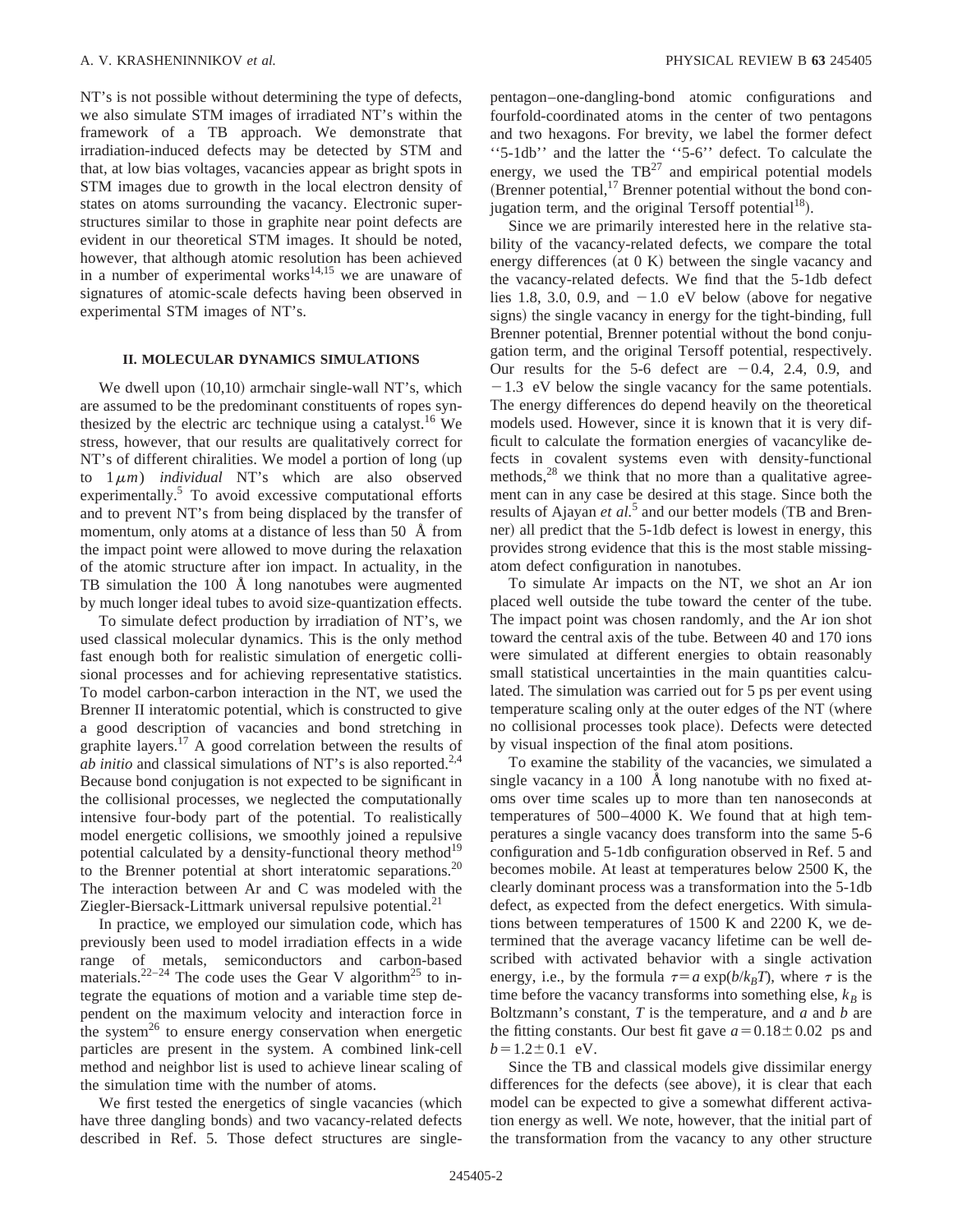NT's is not possible without determining the type of defects, we also simulate STM images of irradiated NT's within the framework of a TB approach. We demonstrate that irradiation-induced defects may be detected by STM and that, at low bias voltages, vacancies appear as bright spots in STM images due to growth in the local electron density of states on atoms surrounding the vacancy. Electronic superstructures similar to those in graphite near point defects are evident in our theoretical STM images. It should be noted, however, that although atomic resolution has been achieved in a number of experimental works[14,15] we are unaware of signatures of atomic-scale defects having been observed in experimental STM images of NT's.

## II. MOLECULAR DYNAMICS SIMULATIONS

We dwell upon (10,10) armchair single-wall NT's, which are assumed to be the predominant constituents of ropes synthesized by the electric arc technique using a catalyst.[16] We stress, however, that our results are qualitatively correct for NT's of different chiralities. We model a portion of long (up to $1\,\mu m$) *individual* NT's which are also observed experimentally.[5] To avoid excessive computational efforts and to prevent NT's from being displaced by the transfer of momentum, only atoms at a distance of less than 50 Å from the impact point were allowed to move during the relaxation of the atomic structure after ion impact. In actuality, in the TB simulation the 100 Å long nanotubes were augmented by much longer ideal tubes to avoid size-quantization effects.

To simulate defect production by irradiation of NT's, we used classical molecular dynamics. This is the only method fast enough both for realistic simulation of energetic collisional processes and for achieving representative statistics. To model carbon-carbon interaction in the NT, we used the Brenner II interatomic potential, which is constructed to give a good description of vacancies and bond stretching in graphite layers.[17] A good correlation between the results of *ab initio* and classical simulations of NT's is also reported.[2,4] Because bond conjugation is not expected to be significant in the collisional processes, we neglected the computationally intensive four-body part of the potential. To realistically model energetic collisions, we smoothly joined a repulsive potential calculated by a density-functional theory method[19] to the Brenner potential at short interatomic separations.[20] The interaction between Ar and C was modeled with the Ziegler-Biersack-Littmark universal repulsive potential.[21]

In practice, we employed our simulation code, which has previously been used to model irradiation effects in a wide range of metals, semiconductors and carbon-based materials.[22–24] The code uses the Gear V algorithm[25] to integrate the equations of motion and a variable time step dependent on the maximum velocity and interaction force in the system[26] to ensure energy conservation when energetic particles are present in the system. A combined link-cell method and neighbor list is used to achieve linear scaling of the simulation time with the number of atoms.

We first tested the energetics of single vacancies (which have three dangling bonds) and two vacancy-related defects described in Ref. 5. Those defect structures are single-pentagon–one-dangling-bond atomic configurations and fourfold-coordinated atoms in the center of two pentagons and two hexagons. For brevity, we label the former defect "5-1db" and the latter the "5-6" defect. To calculate the energy, we used the TB[27] and empirical potential models (Brenner potential,[17] Brenner potential without the bond conjugation term, and the original Tersoff potential[18]).

Since we are primarily interested here in the relative stability of the vacancy-related defects, we compare the total energy differences (at 0 K) between the single vacancy and the vacancy-related defects. We find that the 5-1db defect lies 1.8, 3.0, 0.9, and $-1.0$ eV below (above for negative signs) the single vacancy in energy for the tight-binding, full Brenner potential, Brenner potential without the bond conjugation term, and the original Tersoff potential, respectively. Our results for the 5-6 defect are $-0.4$, 2.4, 0.9, and $-1.3$ eV below the single vacancy for the same potentials. The energy differences do depend heavily on the theoretical models used. However, since it is known that it is very difficult to calculate the formation energies of vacancylike defects in covalent systems even with density-functional methods,[28] we think that no more than a qualitative agreement can in any case be desired at this stage. Since both the results of Ajayan *et al.*[5] and our better models (TB and Brenner) all predict that the 5-1db defect is lowest in energy, this provides strong evidence that this is the most stable missing-atom defect configuration in nanotubes.

To simulate Ar impacts on the NT, we shot an Ar ion placed well outside the tube toward the center of the tube. The impact point was chosen randomly, and the Ar ion shot toward the central axis of the tube. Between 40 and 170 ions were simulated at different energies to obtain reasonably small statistical uncertainties in the main quantities calculated. The simulation was carried out for 5 ps per event using temperature scaling only at the outer edges of the NT (where no collisional processes took place). Defects were detected by visual inspection of the final atom positions.

To examine the stability of the vacancies, we simulated a single vacancy in a 100 Å long nanotube with no fixed atoms over time scales up to more than ten nanoseconds at temperatures of 500–4000 K. We found that at high temperatures a single vacancy does transform into the same 5-6 configuration and 5-1db configuration observed in Ref. 5 and becomes mobile. At least at temperatures below 2500 K, the clearly dominant process was a transformation into the 5-1db defect, as expected from the defect energetics. With simulations between temperatures of 1500 K and 2200 K, we determined that the average vacancy lifetime can be well described with activated behavior with a single activation energy, i.e., by the formula $\tau = a\exp(b/k_BT)$, where $\tau$ is the time before the vacancy transforms into something else, $k_B$ is Boltzmann's constant, $T$ is the temperature, and $a$ and $b$ are the fitting constants. Our best fit gave $a = 0.18 \pm 0.02$ ps and $b = 1.2 \pm 0.1$ eV.

Since the TB and classical models give dissimilar energy differences for the defects (see above), it is clear that each model can be expected to give a somewhat different activation energy as well. We note, however, that the initial part of the transformation from the vacancy to any other structure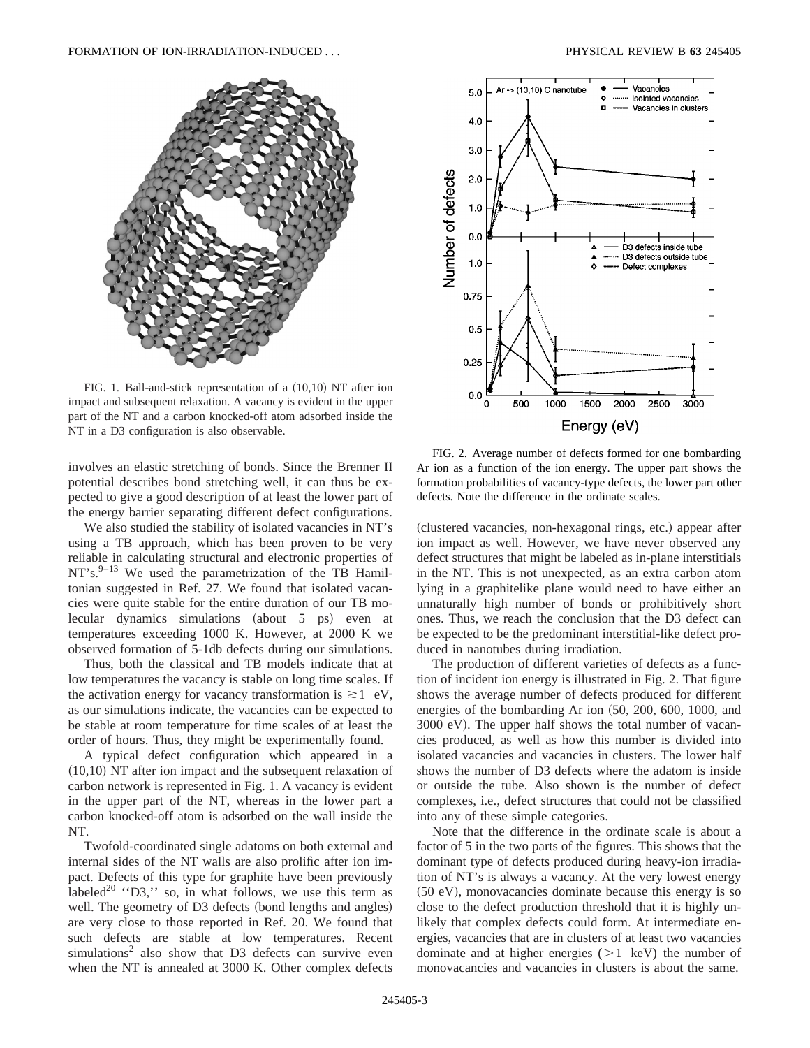FIG. 1. Ball-and-stick representation of a (10,10) NT after ion impact and subsequent relaxation. A vacancy is evident in the upper part of the NT and a carbon knocked-off atom adsorbed inside the NT in a D3 configuration is also observable.

involves an elastic stretching of bonds. Since the Brenner II potential describes bond stretching well, it can thus be expected to give a good description of at least the lower part of the energy barrier separating different defect configurations.

We also studied the stability of isolated vacancies in NT's using a TB approach, which has been proven to be very reliable in calculating structural and electronic properties of NT's.[9–13] We used the parametrization of the TB Hamiltonian suggested in Ref. 27. We found that isolated vacancies were quite stable for the entire duration of our TB molecular dynamics simulations (about 5 ps) even at temperatures exceeding 1000 K. However, at 2000 K we observed formation of 5-1db defects during our simulations.

Thus, both the classical and TB models indicate that at low temperatures the vacancy is stable on long time scales. If the activation energy for vacancy transformation is $\gtrsim 1$ eV, as our simulations indicate, the vacancies can be expected to be stable at room temperature for time scales of at least the order of hours. Thus, they might be experimentally found.

A typical defect configuration which appeared in a (10,10) NT after ion impact and the subsequent relaxation of carbon network is represented in Fig. 1. A vacancy is evident in the upper part of the NT, whereas in the lower part a carbon knocked-off atom is adsorbed on the wall inside the NT.

Twofold-coordinated single adatoms on both external and internal sides of the NT walls are also prolific after ion impact. Defects of this type for graphite have been previously labeled[20] "D3," so, in what follows, we use this term as well. The geometry of D3 defects (bond lengths and angles) are very close to those reported in Ref. 20. We found that such defects are stable at low temperatures. Recent simulations[2] also show that D3 defects can survive even when the NT is annealed at 3000 K. Other complex defects (clustered vacancies, non-hexagonal rings, etc.) appear after ion impact as well. However, we have never observed any defect structures that might be labeled as in-plane interstitials in the NT. This is not unexpected, as an extra carbon atom lying in a graphitelike plane would need to have either an unnaturally high number of bonds or prohibitively short ones. Thus, we reach the conclusion that the D3 defect can be expected to be the predominant interstitial-like defect produced in nanotubes during irradiation.

FIG. 2. Average number of defects formed for one bombarding Ar ion as a function of the ion energy. The upper part shows the formation probabilities of vacancy-type defects, the lower part other defects. Note the difference in the ordinate scales.

The production of different varieties of defects as a function of incident ion energy is illustrated in Fig. 2. That figure shows the average number of defects produced for different energies of the bombarding Ar ion (50, 200, 600, 1000, and 3000 eV). The upper half shows the total number of vacancies produced, as well as how this number is divided into isolated vacancies and vacancies in clusters. The lower half shows the number of D3 defects where the adatom is inside or outside the tube. Also shown is the number of defect complexes, i.e., defect structures that could not be classified into any of these simple categories.

Note that the difference in the ordinate scale is about a factor of 5 in the two parts of the figures. This shows that the dominant type of defects produced during heavy-ion irradiation of NT's is always a vacancy. At the very lowest energy (50 eV), monovacancies dominate because this energy is so close to the defect production threshold that it is highly unlikely that complex defects could form. At intermediate energies, vacancies that are in clusters of at least two vacancies dominate and at higher energies ($>1$ keV) the number of monovacancies and vacancies in clusters is about the same.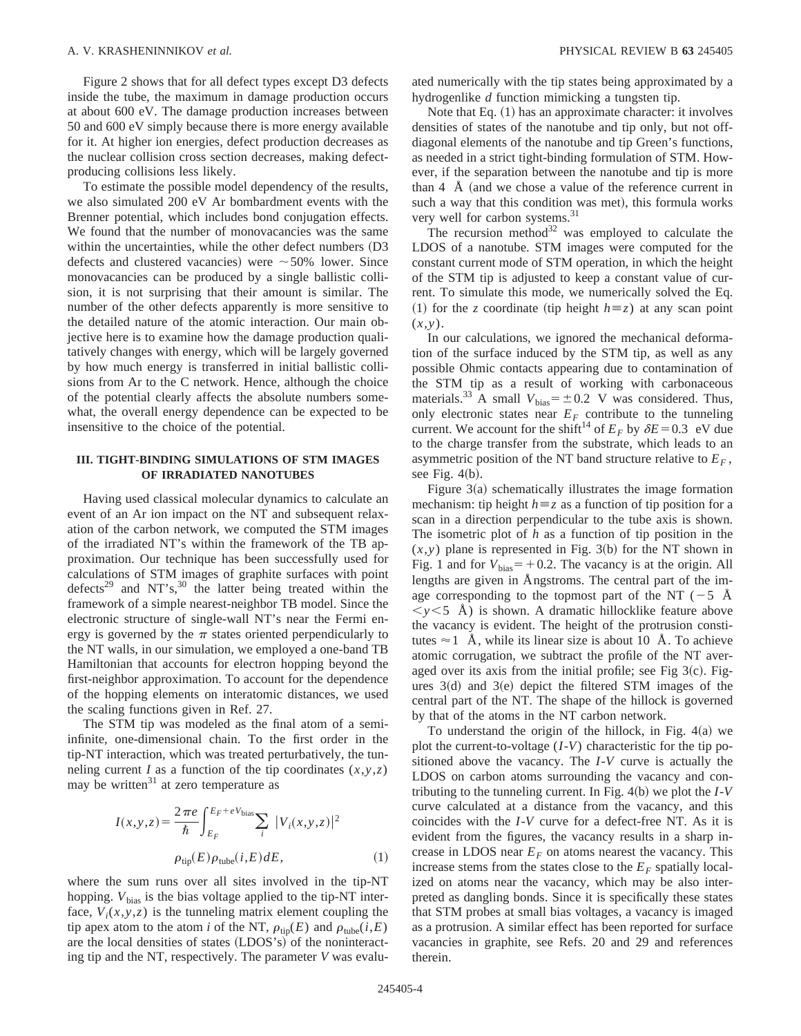Figure 2 shows that for all defect types except D3 defects inside the tube, the maximum in damage production occurs at about 600 eV. The damage production increases between 50 and 600 eV simply because there is more energy available for it. At higher ion energies, defect production decreases as the nuclear collision cross section decreases, making defect-producing collisions less likely.

To estimate the possible model dependency of the results, we also simulated 200 eV Ar bombardment events with the Brenner potential, which includes bond conjugation effects. We found that the number of monovacancies was the same within the uncertainties, while the other defect numbers (D3 defects and clustered vacancies) were ∼50% lower. Since monovacancies can be produced by a single ballistic collision, it is not surprising that their amount is similar. The number of the other defects apparently is more sensitive to the detailed nature of the atomic interaction. Our main objective here is to examine how the damage production qualitatively changes with energy, which will be largely governed by how much energy is transferred in initial ballistic collisions from Ar to the C network. Hence, although the choice of the potential clearly affects the absolute numbers somewhat, the overall energy dependence can be expected to be insensitive to the choice of the potential.

## III. TIGHT-BINDING SIMULATIONS OF STM IMAGES OF IRRADIATED NANOTUBES

Having used classical molecular dynamics to calculate an event of an Ar ion impact on the NT and subsequent relaxation of the carbon network, we computed the STM images of the irradiated NT's within the framework of the TB approximation. Our technique has been successfully used for calculations of STM images of graphite surfaces with point defects[29] and NT's,[30] the latter being treated within the framework of a simple nearest-neighbor TB model. Since the electronic structure of single-wall NT's near the Fermi energy is governed by the $\pi$ states oriented perpendicularly to the NT walls, in our simulation, we employed a one-band TB Hamiltonian that accounts for electron hopping beyond the first-neighbor approximation. To account for the dependence of the hopping elements on interatomic distances, we used the scaling functions given in Ref. 27.

The STM tip was modeled as the final atom of a semi-infinite, one-dimensional chain. To the first order in the tip-NT interaction, which was treated perturbatively, the tunneling current $I$ as a function of the tip coordinates $(x,y,z)$ may be written[31] at zero temperature as

$$I(x,y,z)=\frac{2\pi e}{\hbar}\int_{E_F}^{E_F+eV_{\mathrm{bias}}}\sum_i |V_i(x,y,z)|^2 \rho_{\mathrm{tip}}(E)\rho_{\mathrm{tube}}(i,E)dE, \tag{1}$$

where the sum runs over all sites involved in the tip-NT hopping. $V_{\mathrm{bias}}$ is the bias voltage applied to the tip-NT interface, $V_i(x,y,z)$ is the tunneling matrix element coupling the tip apex atom to the atom $i$ of the NT, $\rho_{\mathrm{tip}}(E)$ and $\rho_{\mathrm{tube}}(i,E)$ are the local densities of states (LDOS's) of the noninteracting tip and the NT, respectively. The parameter $V$ was evaluated numerically with the tip states being approximated by a hydrogenlike $d$ function mimicking a tungsten tip.

Note that Eq. (1) has an approximate character: it involves densities of states of the nanotube and tip only, but not off-diagonal elements of the nanotube and tip Green's functions, as needed in a strict tight-binding formulation of STM. However, if the separation between the nanotube and tip is more than 4 Å (and we chose a value of the reference current in such a way that this condition was met), this formula works very well for carbon systems.[31]

The recursion method[32] was employed to calculate the LDOS of a nanotube. STM images were computed for the constant current mode of STM operation, in which the height of the STM tip is adjusted to keep a constant value of current. To simulate this mode, we numerically solved the Eq. (1) for the $z$ coordinate (tip height $h\equiv z$) at any scan point $(x,y)$.

In our calculations, we ignored the mechanical deformation of the surface induced by the STM tip, as well as any possible Ohmic contacts appearing due to contamination of the STM tip as a result of working with carbonaceous materials.[33] A small $V_{\mathrm{bias}}=\pm 0.2$ V was considered. Thus, only electronic states near $E_F$ contribute to the tunneling current. We account for the shift[14] of $E_F$ by $\delta E=0.3$ eV due to the charge transfer from the substrate, which leads to an asymmetric position of the NT band structure relative to $E_F$, see Fig. 4(b).

Figure 3(a) schematically illustrates the image formation mechanism: tip height $h\equiv z$ as a function of tip position for a scan in a direction perpendicular to the tube axis is shown. The isometric plot of $h$ as a function of tip position in the $(x,y)$ plane is represented in Fig. 3(b) for the NT shown in Fig. 1 and for $V_{\mathrm{bias}}=+0.2$. The vacancy is at the origin. All lengths are given in Ångstroms. The central part of the image corresponding to the topmost part of the NT ($-5$ Å $<y<5$ Å) is shown. A dramatic hillocklike feature above the vacancy is evident. The height of the protrusion constitutes ≈1 Å, while its linear size is about 10 Å. To achieve atomic corrugation, we subtract the profile of the NT averaged over its axis from the initial profile; see Fig 3(c). Figures 3(d) and 3(e) depict the filtered STM images of the central part of the NT. The shape of the hillock is governed by that of the atoms in the NT carbon network.

To understand the origin of the hillock, in Fig. 4(a) we plot the current-to-voltage ($I$-$V$) characteristic for the tip positioned above the vacancy. The $I$-$V$ curve is actually the LDOS on carbon atoms surrounding the vacancy and contributing to the tunneling current. In Fig. 4(b) we plot the $I$-$V$ curve calculated at a distance from the vacancy, and this coincides with the $I$-$V$ curve for a defect-free NT. As it is evident from the figures, the vacancy results in a sharp increase in LDOS near $E_F$ on atoms nearest the vacancy. This increase stems from the states close to the $E_F$ spatially localized on atoms near the vacancy, which may be also interpreted as dangling bonds. Since it is specifically these states that STM probes at small bias voltages, a vacancy is imaged as a protrusion. A similar effect has been reported for surface vacancies in graphite, see Refs. 20 and 29 and references therein.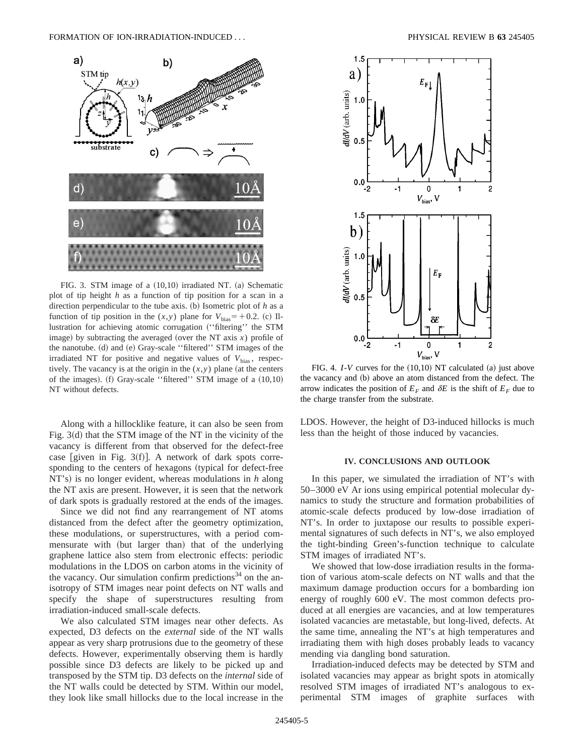FIG. 3. STM image of a (10,10) irradiated NT. (a) Schematic plot of tip height $h$ as a function of tip position for a scan in a direction perpendicular to the tube axis. (b) Isometric plot of $h$ as a function of tip position in the $(x,y)$ plane for $V_{\rm bias}=+0.2$. (c) Illustration for achieving atomic corrugation (''filtering'' the STM image) by subtracting the averaged (over the NT axis $x$) profile of the nanotube. (d) and (e) Gray-scale ''filtered'' STM images of the irradiated NT for positive and negative values of $V_{\rm bias}$, respectively. The vacancy is at the origin in the $(x,y)$ plane (at the centers of the images). (f) Gray-scale ''filtered'' STM image of a (10,10) NT without defects.

Along with a hillocklike feature, it can also be seen from Fig. 3(d) that the STM image of the NT in the vicinity of the vacancy is different from that observed for the defect-free case [given in Fig. 3(f)]. A network of dark spots corresponding to the centers of hexagons (typical for defect-free NT's) is no longer evident, whereas modulations in $h$ along the NT axis are present. However, it is seen that the network of dark spots is gradually restored at the ends of the images.

Since we did not find any rearrangement of NT atoms distanced from the defect after the geometry optimization, these modulations, or superstructures, with a period commensurate with (but larger than) that of the underlying graphene lattice also stem from electronic effects: periodic modulations in the LDOS on carbon atoms in the vicinity of the vacancy. Our simulation confirm predictions[34] on the anisotropy of STM images near point defects on NT walls and specify the shape of superstructures resulting from irradiation-induced small-scale defects.

We also calculated STM images near other defects. As expected, D3 defects on the *external* side of the NT walls appear as very sharp protrusions due to the geometry of these defects. However, experimentally observing them is hardly possible since D3 defects are likely to be picked up and transposed by the STM tip. D3 defects on the *internal* side of the NT walls could be detected by STM. Within our model, they look like small hillocks due to the local increase in the LDOS. However, the height of D3-induced hillocks is much less than the height of those induced by vacancies.

FIG. 4. $I$-$V$ curves for the (10,10) NT calculated (a) just above the vacancy and (b) above an atom distanced from the defect. The arrow indicates the position of $E_F$ and $\delta E$ is the shift of $E_F$ due to the charge transfer from the substrate.

## IV. CONCLUSIONS AND OUTLOOK

In this paper, we simulated the irradiation of NT's with 50–3000 eV Ar ions using empirical potential molecular dynamics to study the structure and formation probabilities of atomic-scale defects produced by low-dose irradiation of NT's. In order to juxtapose our results to possible experimental signatures of such defects in NT's, we also employed the tight-binding Green's-function technique to calculate STM images of irradiated NT's.

We showed that low-dose irradiation results in the formation of various atom-scale defects on NT walls and that the maximum damage production occurs for a bombarding ion energy of roughly 600 eV. The most common defects produced at all energies are vacancies, and at low temperatures isolated vacancies are metastable, but long-lived, defects. At the same time, annealing the NT's at high temperatures and irradiating them with high doses probably leads to vacancy mending via dangling bond saturation.

Irradiation-induced defects may be detected by STM and isolated vacancies may appear as bright spots in atomically resolved STM images of irradiated NT's analogous to experimental STM images of graphite surfaces with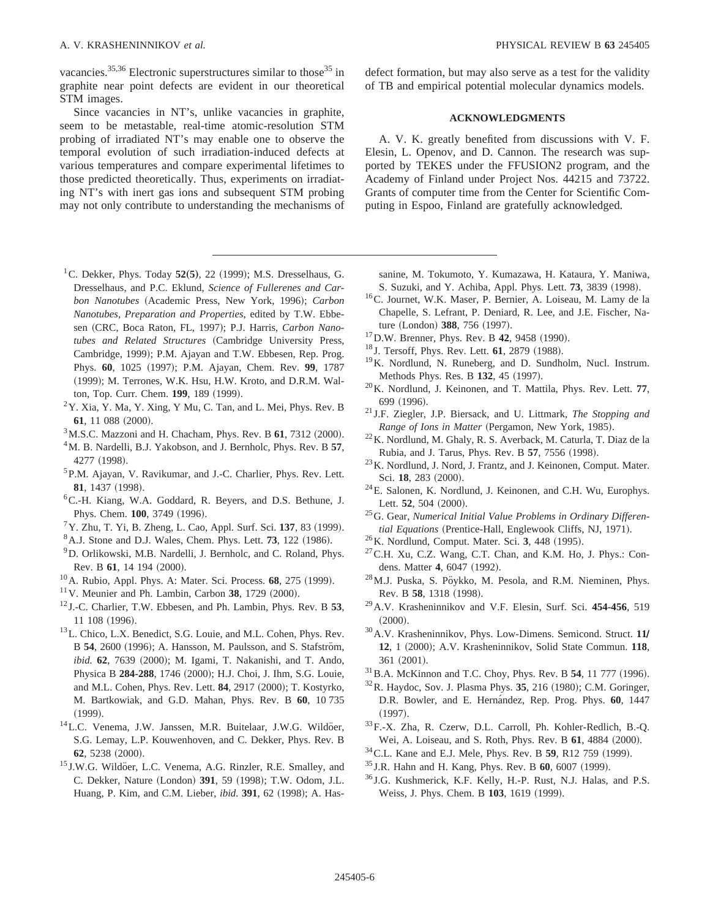vacancies.[35,36] Electronic superstructures similar to those[35] in graphite near point defects are evident in our theoretical STM images.

Since vacancies in NT's, unlike vacancies in graphite, seem to be metastable, real-time atomic-resolution STM probing of irradiated NT's may enable one to observe the temporal evolution of such irradiation-induced defects at various temperatures and compare experimental lifetimes to those predicted theoretically. Thus, experiments on irradiating NT's with inert gas ions and subsequent STM probing may not only contribute to understanding the mechanisms of defect formation, but may also serve as a test for the validity of TB and empirical potential molecular dynamics models.

## ACKNOWLEDGMENTS

A. V. K. greatly benefited from discussions with V. F. Elesin, L. Openov, and D. Cannon. The research was supported by TEKES under the FFUSION2 program, and the Academy of Finland under Project Nos. 44215 and 73722. Grants of computer time from the Center for Scientific Computing in Espoo, Finland are gratefully acknowledged.

---

[1] C. Dekker, Phys. Today **52(5)**, 22 (1999); M.S. Dresselhaus, G. Dresselhaus, and P.C. Eklund, *Science of Fullerenes and Carbon Nanotubes* (Academic Press, New York, 1996); *Carbon Nanotubes, Preparation and Properties*, edited by T.W. Ebbesen (CRC, Boca Raton, FL, 1997); P.J. Harris, *Carbon Nanotubes and Related Structures* (Cambridge University Press, Cambridge, 1999); P.M. Ajayan and T.W. Ebbesen, Rep. Prog. Phys. **60**, 1025 (1997); P.M. Ajayan, Chem. Rev. **99**, 1787 (1999); M. Terrones, W.K. Hsu, H.W. Kroto, and D.R.M. Walton, Top. Curr. Chem. **199**, 189 (1999).

[2] Y. Xia, Y. Ma, Y. Xing, Y Mu, C. Tan, and L. Mei, Phys. Rev. B **61**, 11 088 (2000).

[3] M.S.C. Mazzoni and H. Chacham, Phys. Rev. B **61**, 7312 (2000).

[4] M. B. Nardelli, B.J. Yakobson, and J. Bernholc, Phys. Rev. B **57**, 4277 (1998).

[5] P.M. Ajayan, V. Ravikumar, and J.-C. Charlier, Phys. Rev. Lett. **81**, 1437 (1998).

[6] C.-H. Kiang, W.A. Goddard, R. Beyers, and D.S. Bethune, J. Phys. Chem. **100**, 3749 (1996).

[7] Y. Zhu, T. Yi, B. Zheng, L. Cao, Appl. Surf. Sci. **137**, 83 (1999).

[8] A.J. Stone and D.J. Wales, Chem. Phys. Lett. **73**, 122 (1986).

[9] D. Orlikowski, M.B. Nardelli, J. Bernholc, and C. Roland, Phys. Rev. B **61**, 14 194 (2000).

[10] A. Rubio, Appl. Phys. A: Mater. Sci. Process. **68**, 275 (1999).

[11] V. Meunier and Ph. Lambin, Carbon **38**, 1729 (2000).

[12] J.-C. Charlier, T.W. Ebbesen, and Ph. Lambin, Phys. Rev. B **53**, 11 108 (1996).

[13] L. Chico, L.X. Benedict, S.G. Louie, and M.L. Cohen, Phys. Rev. B **54**, 2600 (1996); A. Hansson, M. Paulsson, and S. Stafström, *ibid.* **62**, 7639 (2000); M. Igami, T. Nakanishi, and T. Ando, Physica B **284-288**, 1746 (2000); H.J. Choi, J. Ihm, S.G. Louie, and M.L. Cohen, Phys. Rev. Lett. **84**, 2917 (2000); T. Kostyrko, M. Bartkowiak, and G.D. Mahan, Phys. Rev. B **60**, 10 735 (1999).

[14] L.C. Venema, J.W. Janssen, M.R. Buitelaar, J.W.G. Wildöer, S.G. Lemay, L.P. Kouwenhoven, and C. Dekker, Phys. Rev. B **62**, 5238 (2000).

[15] J.W.G. Wildöer, L.C. Venema, A.G. Rinzler, R.E. Smalley, and C. Dekker, Nature (London) **391**, 59 (1998); T.W. Odom, J.L. Huang, P. Kim, and C.M. Lieber, *ibid.* **391**, 62 (1998); A. Hassanine, M. Tokumoto, Y. Kumazawa, H. Kataura, Y. Maniwa, S. Suzuki, and Y. Achiba, Appl. Phys. Lett. **73**, 3839 (1998).

[16] C. Journet, W.K. Maser, P. Bernier, A. Loiseau, M. Lamy de la Chapelle, S. Lefrant, P. Deniard, R. Lee, and J.E. Fischer, Nature (London) **388**, 756 (1997).

[17] D.W. Brenner, Phys. Rev. B **42**, 9458 (1990).

[18] J. Tersoff, Phys. Rev. Lett. **61**, 2879 (1988).

[19] K. Nordlund, N. Runeberg, and D. Sundholm, Nucl. Instrum. Methods Phys. Res. B **132**, 45 (1997).

[20] K. Nordlund, J. Keinonen, and T. Mattila, Phys. Rev. Lett. **77**, 699 (1996).

[21] J.F. Ziegler, J.P. Biersack, and U. Littmark, *The Stopping and Range of Ions in Matter* (Pergamon, New York, 1985).

[22] K. Nordlund, M. Ghaly, R. S. Averback, M. Caturla, T. Diaz de la Rubia, and J. Tarus, Phys. Rev. B **57**, 7556 (1998).

[23] K. Nordlund, J. Nord, J. Frantz, and J. Keinonen, Comput. Mater. Sci. **18**, 283 (2000).

[24] E. Salonen, K. Nordlund, J. Keinonen, and C.H. Wu, Europhys. Lett. **52**, 504 (2000).

[25] G. Gear, *Numerical Initial Value Problems in Ordinary Differential Equations* (Prentice-Hall, Englewook Cliffs, NJ, 1971).

[26] K. Nordlund, Comput. Mater. Sci. **3**, 448 (1995).

[27] C.H. Xu, C.Z. Wang, C.T. Chan, and K.M. Ho, J. Phys.: Condens. Matter **4**, 6047 (1992).

[28] M.J. Puska, S. Pöykko, M. Pesola, and R.M. Nieminen, Phys. Rev. B **58**, 1318 (1998).

[29] A.V. Krasheninnikov and V.F. Elesin, Surf. Sci. **454-456**, 519 (2000).

[30] A.V. Krasheninnikov, Phys. Low-Dimens. Semicond. Struct. **11/12**, 1 (2000); A.V. Krasheninnikov, Solid State Commun. **118**, 361 (2001).

[31] B.A. McKinnon and T.C. Choy, Phys. Rev. B **54**, 11 777 (1996).

[32] R. Haydoc, Sov. J. Plasma Phys. **35**, 216 (1980); C.M. Goringer, D.R. Bowler, and E. Hernández, Rep. Prog. Phys. **60**, 1447 (1997).

[33] F.-X. Zha, R. Czerw, D.L. Carroll, Ph. Kohler-Redlich, B.-Q. Wei, A. Loiseau, and S. Roth, Phys. Rev. B **61**, 4884 (2000).

[34] C.L. Kane and E.J. Mele, Phys. Rev. B **59**, R12 759 (1999).

[35] J.R. Hahn and H. Kang, Phys. Rev. B **60**, 6007 (1999).

[36] J.G. Kushmerick, K.F. Kelly, H.-P. Rust, N.J. Halas, and P.S. Weiss, J. Phys. Chem. B **103**, 1619 (1999).